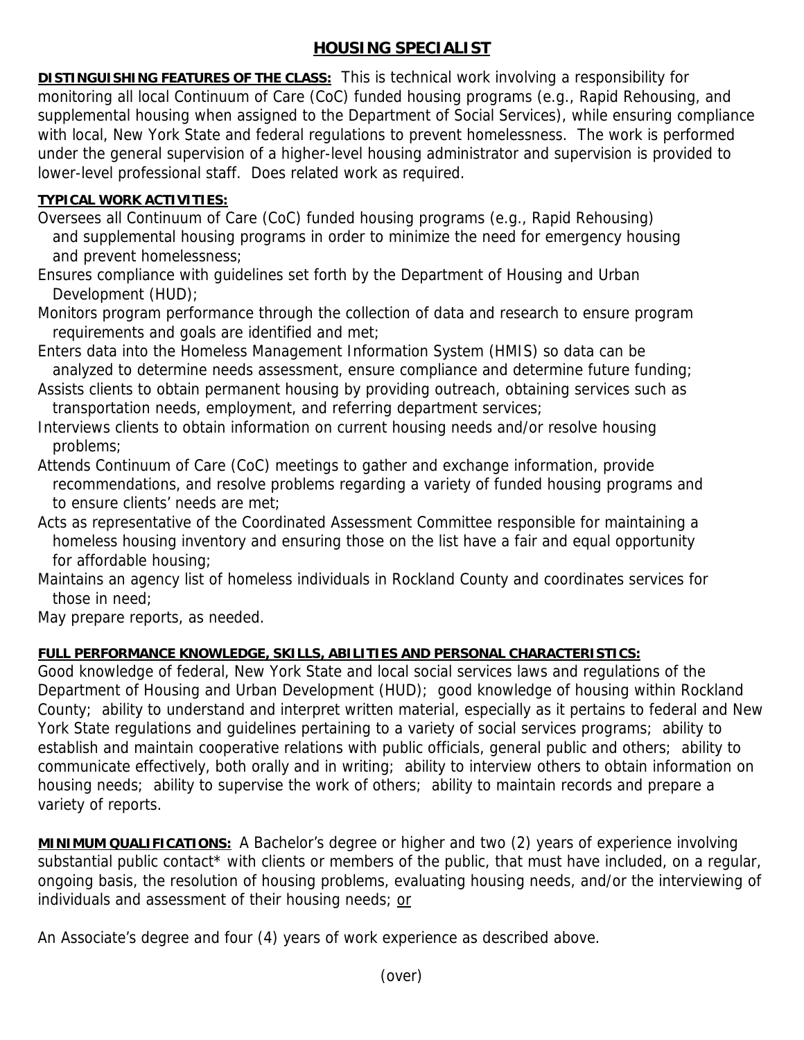# HOUSING SPECIALIST

**DISTINGUISHING FEATURES OF THE CLASS:** This is technical work involving a responsibility for monitoring all local Continuum of Care (CoC) funded housing programs (e.g., Rapid Rehousing, and supplemental housing when assigned to the Department of Social Services), while ensuring compliance with local, New York State and federal regulations to prevent homelessness. The work is performed under the general supervision of a higher-level housing administrator and supervision is provided to lower-level professional staff. Does related work as required.

**TYPICAL WORK ACTIVITIES:**

Oversees all Continuum of Care (CoC) funded housing programs (e.g., Rapid Rehousing) and supplemental housing programs in order to minimize the need for emergency housing and prevent homelessness;

Ensures compliance with guidelines set forth by the Department of Housing and Urban Development (HUD);

Monitors program performance through the collection of data and research to ensure program requirements and goals are identified and met;

Enters data into the Homeless Management Information System (HMIS) so data can be analyzed to determine needs assessment, ensure compliance and determine future funding;

Assists clients to obtain permanent housing by providing outreach, obtaining services such as transportation needs, employment, and referring department services;

Interviews clients to obtain information on current housing needs and/or resolve housing problems;

Attends Continuum of Care (CoC) meetings to gather and exchange information, provide recommendations, and resolve problems regarding a variety of funded housing programs and to ensure clients' needs are met;

Acts as representative of the Coordinated Assessment Committee responsible for maintaining a homeless housing inventory and ensuring those on the list have a fair and equal opportunity for affordable housing;

Maintains an agency list of homeless individuals in Rockland County and coordinates services for those in need;

May prepare reports, as needed.

**FULL PERFORMANCE KNOWLEDGE, SKILLS, ABILITIES AND PERSONAL CHARACTERISTICS:**
Good knowledge of federal, New York State and local social services laws and regulations of the Department of Housing and Urban Development (HUD); good knowledge of housing within Rockland County; ability to understand and interpret written material, especially as it pertains to federal and New York State regulations and guidelines pertaining to a variety of social services programs; ability to establish and maintain cooperative relations with public officials, general public and others; ability to communicate effectively, both orally and in writing; ability to interview others to obtain information on housing needs; ability to supervise the work of others; ability to maintain records and prepare a variety of reports.

**MINIMUM QUALIFICATIONS:** A Bachelor's degree or higher and two (2) years of experience involving substantial public contact* with clients or members of the public, that must have included, on a regular, ongoing basis, the resolution of housing problems, evaluating housing needs, and/or the interviewing of individuals and assessment of their housing needs; <u>or</u>

An Associate's degree and four (4) years of work experience as described above.

(over)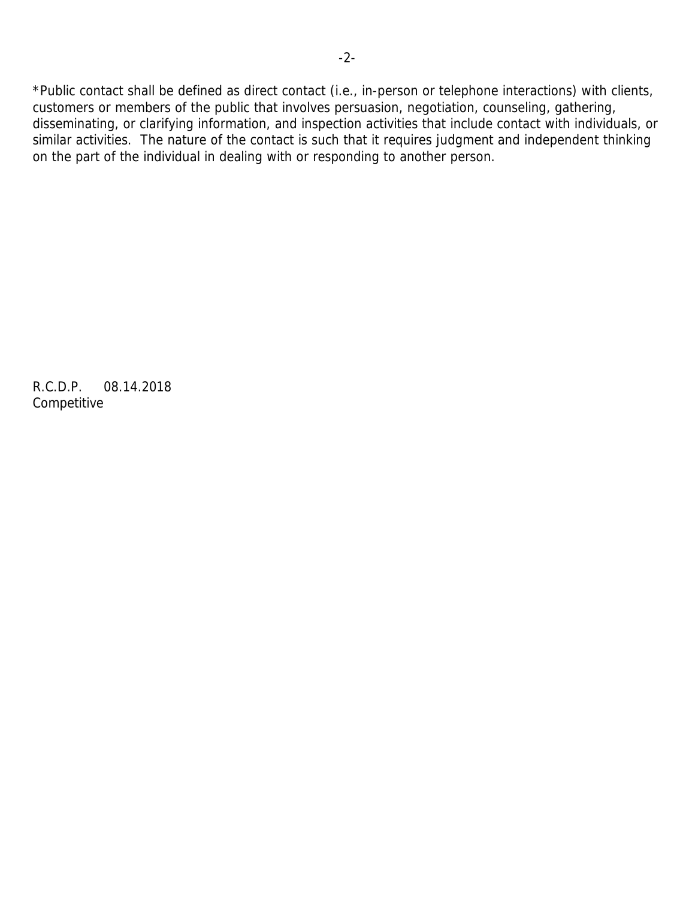*Public contact shall be defined as direct contact (i.e., in-person or telephone interactions) with clients, customers or members of the public that involves persuasion, negotiation, counseling, gathering, disseminating, or clarifying information, and inspection activities that include contact with individuals, or similar activities. The nature of the contact is such that it requires judgment and independent thinking on the part of the individual in dealing with or responding to another person.

R.C.D.P. 08.14.2018
Competitive